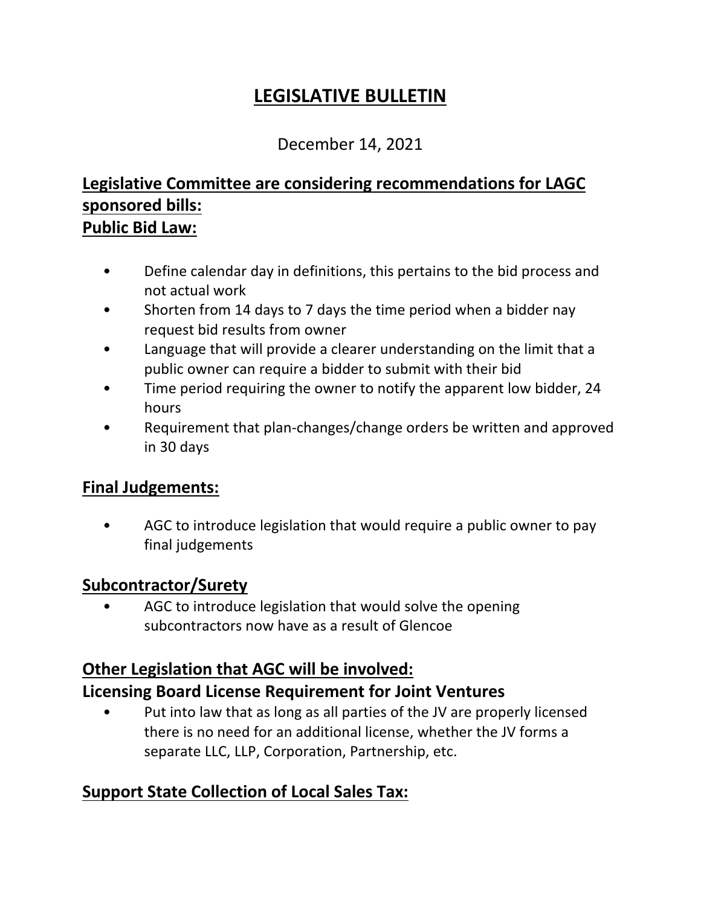# LEGISLATIVE BULLETIN

December 14, 2021

## Legislative Committee are considering recommendations for LAGC sponsored bills:

## Public Bid Law:

- Define calendar day in definitions, this pertains to the bid process and not actual work
- Shorten from 14 days to 7 days the time period when a bidder nay request bid results from owner
- Language that will provide a clearer understanding on the limit that a public owner can require a bidder to submit with their bid
- Time period requiring the owner to notify the apparent low bidder, 24 hours
- Requirement that plan-changes/change orders be written and approved in 30 days

## Final Judgements:

- AGC to introduce legislation that would require a public owner to pay final judgements

## Subcontractor/Surety

- AGC to introduce legislation that would solve the opening subcontractors now have as a result of Glencoe

## Other Legislation that AGC will be involved:

### Licensing Board License Requirement for Joint Ventures

- Put into law that as long as all parties of the JV are properly licensed there is no need for an additional license, whether the JV forms a separate LLC, LLP, Corporation, Partnership, etc.

## Support State Collection of Local Sales Tax: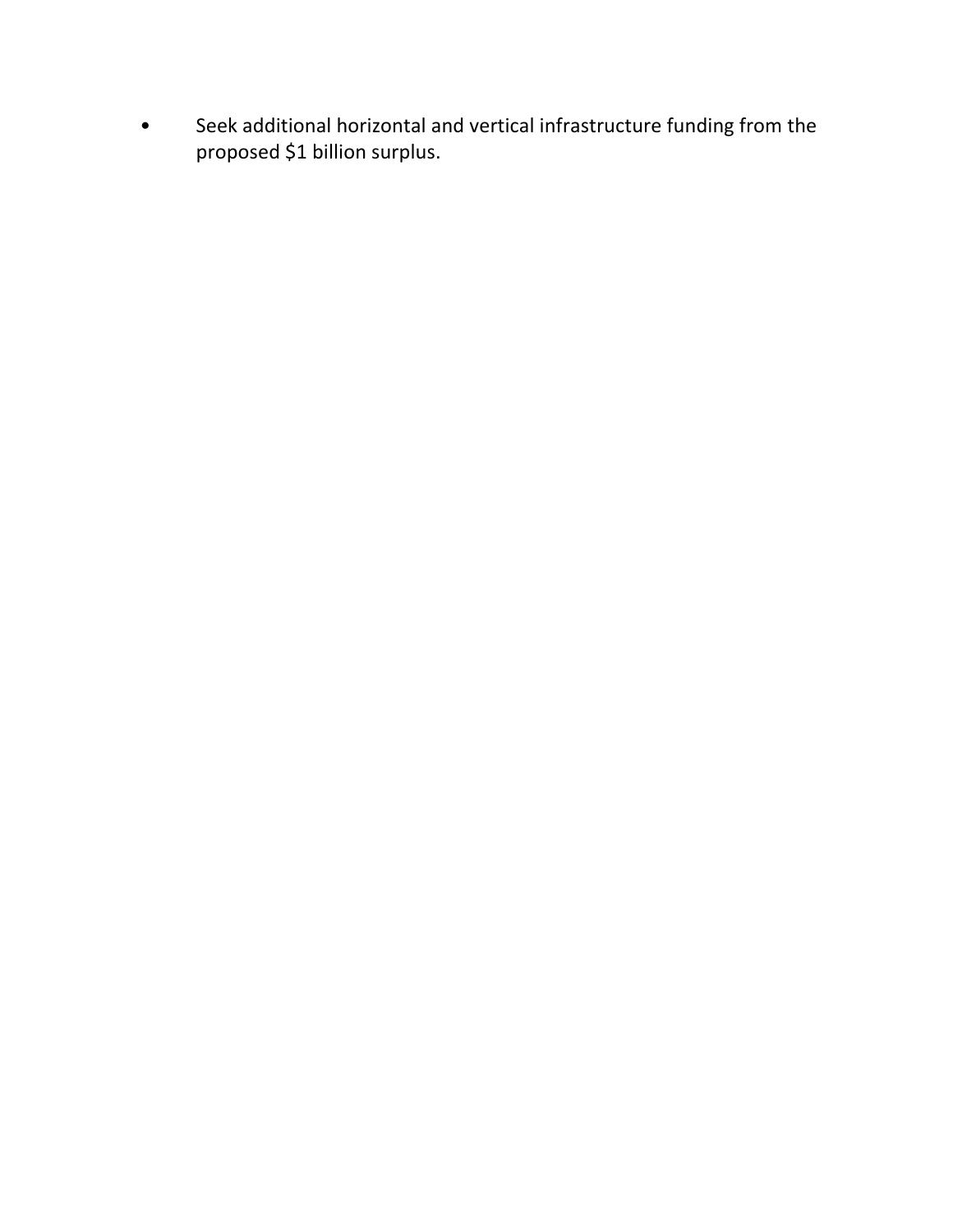- Seek additional horizontal and vertical infrastructure funding from the proposed $1 billion surplus.